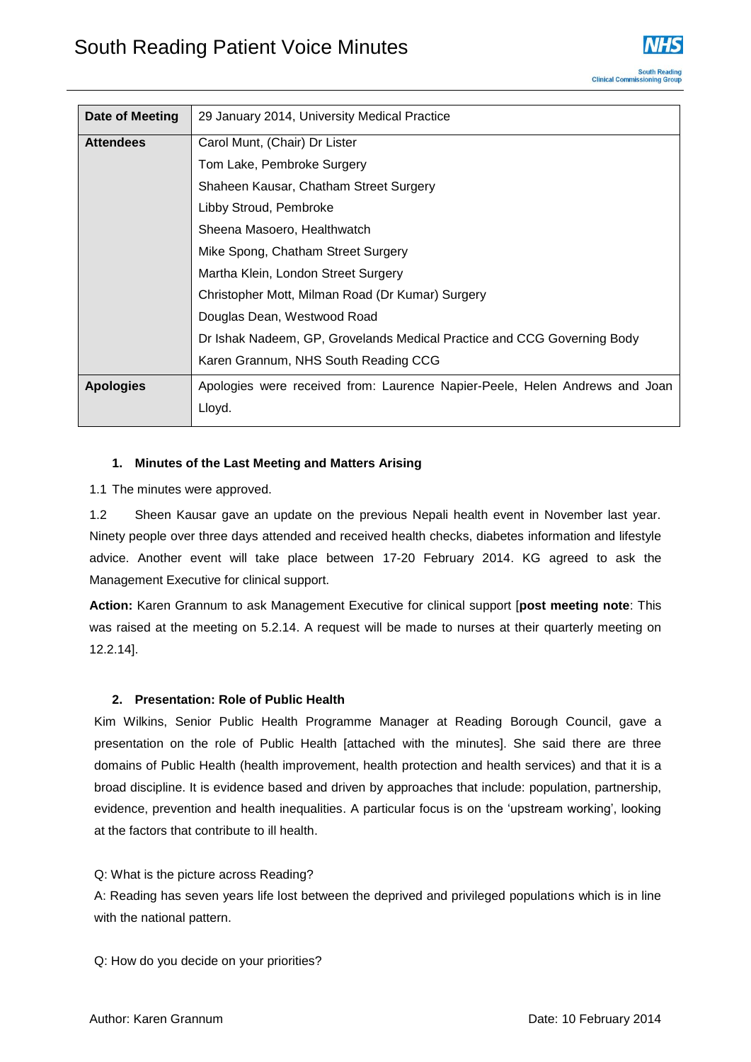# South Reading Patient Voice Minutes

| | |
|---|---|
| **Date of Meeting** | 29 January 2014, University Medical Practice |
| **Attendees** | Carol Munt, (Chair) Dr Lister<br>Tom Lake, Pembroke Surgery<br>Shaheen Kausar, Chatham Street Surgery<br>Libby Stroud, Pembroke<br>Sheena Masoero, Healthwatch<br>Mike Spong, Chatham Street Surgery<br>Martha Klein, London Street Surgery<br>Christopher Mott, Milman Road (Dr Kumar) Surgery<br>Douglas Dean, Westwood Road<br>Dr Ishak Nadeem, GP, Grovelands Medical Practice and CCG Governing Body<br>Karen Grannum, NHS South Reading CCG |
| **Apologies** | Apologies were received from: Laurence Napier-Peele, Helen Andrews and Joan Lloyd. |

### 1. Minutes of the Last Meeting and Matters Arising

1.1 The minutes were approved.

1.2 Sheen Kausar gave an update on the previous Nepali health event in November last year. Ninety people over three days attended and received health checks, diabetes information and lifestyle advice. Another event will take place between 17-20 February 2014. KG agreed to ask the Management Executive for clinical support.

**Action:** Karen Grannum to ask Management Executive for clinical support [**post meeting note**: This was raised at the meeting on 5.2.14. A request will be made to nurses at their quarterly meeting on 12.2.14].

### 2. Presentation: Role of Public Health

Kim Wilkins, Senior Public Health Programme Manager at Reading Borough Council, gave a presentation on the role of Public Health [attached with the minutes]. She said there are three domains of Public Health (health improvement, health protection and health services) and that it is a broad discipline. It is evidence based and driven by approaches that include: population, partnership, evidence, prevention and health inequalities. A particular focus is on the 'upstream working', looking at the factors that contribute to ill health.

Q: What is the picture across Reading?
A: Reading has seven years life lost between the deprived and privileged populations which is in line with the national pattern.

Q: How do you decide on your priorities?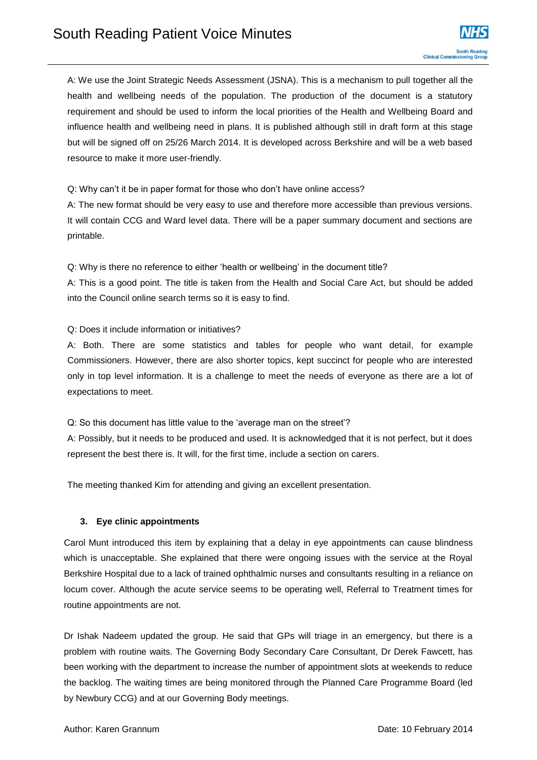A: We use the Joint Strategic Needs Assessment (JSNA). This is a mechanism to pull together all the health and wellbeing needs of the population. The production of the document is a statutory requirement and should be used to inform the local priorities of the Health and Wellbeing Board and influence health and wellbeing need in plans. It is published although still in draft form at this stage but will be signed off on 25/26 March 2014. It is developed across Berkshire and will be a web based resource to make it more user-friendly.

Q: Why can't it be in paper format for those who don't have online access?
A: The new format should be very easy to use and therefore more accessible than previous versions. It will contain CCG and Ward level data. There will be a paper summary document and sections are printable.

Q: Why is there no reference to either 'health or wellbeing' in the document title?
A: This is a good point. The title is taken from the Health and Social Care Act, but should be added into the Council online search terms so it is easy to find.

Q: Does it include information or initiatives?
A: Both. There are some statistics and tables for people who want detail, for example Commissioners. However, there are also shorter topics, kept succinct for people who are interested only in top level information. It is a challenge to meet the needs of everyone as there are a lot of expectations to meet.

Q: So this document has little value to the 'average man on the street'?
A: Possibly, but it needs to be produced and used. It is acknowledged that it is not perfect, but it does represent the best there is. It will, for the first time, include a section on carers.

The meeting thanked Kim for attending and giving an excellent presentation.

### 3. Eye clinic appointments

Carol Munt introduced this item by explaining that a delay in eye appointments can cause blindness which is unacceptable. She explained that there were ongoing issues with the service at the Royal Berkshire Hospital due to a lack of trained ophthalmic nurses and consultants resulting in a reliance on locum cover. Although the acute service seems to be operating well, Referral to Treatment times for routine appointments are not.

Dr Ishak Nadeem updated the group. He said that GPs will triage in an emergency, but there is a problem with routine waits. The Governing Body Secondary Care Consultant, Dr Derek Fawcett, has been working with the department to increase the number of appointment slots at weekends to reduce the backlog. The waiting times are being monitored through the Planned Care Programme Board (led by Newbury CCG) and at our Governing Body meetings.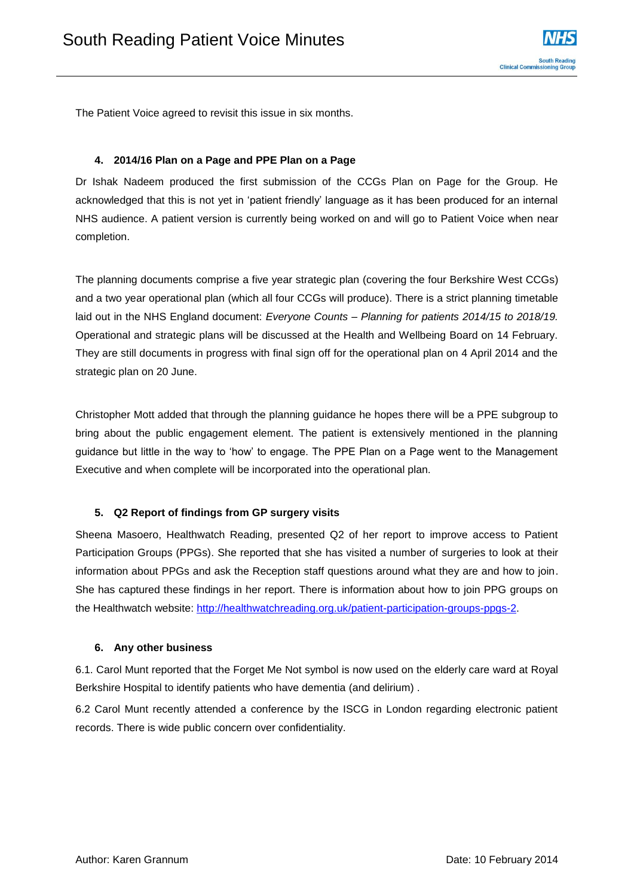The Patient Voice agreed to revisit this issue in six months.

### 4. 2014/16 Plan on a Page and PPE Plan on a Page

Dr Ishak Nadeem produced the first submission of the CCGs Plan on Page for the Group. He acknowledged that this is not yet in 'patient friendly' language as it has been produced for an internal NHS audience. A patient version is currently being worked on and will go to Patient Voice when near completion.

The planning documents comprise a five year strategic plan (covering the four Berkshire West CCGs) and a two year operational plan (which all four CCGs will produce). There is a strict planning timetable laid out in the NHS England document: *Everyone Counts – Planning for patients 2014/15 to 2018/19.* Operational and strategic plans will be discussed at the Health and Wellbeing Board on 14 February. They are still documents in progress with final sign off for the operational plan on 4 April 2014 and the strategic plan on 20 June.

Christopher Mott added that through the planning guidance he hopes there will be a PPE subgroup to bring about the public engagement element. The patient is extensively mentioned in the planning guidance but little in the way to 'how' to engage. The PPE Plan on a Page went to the Management Executive and when complete will be incorporated into the operational plan.

### 5. Q2 Report of findings from GP surgery visits

Sheena Masoero, Healthwatch Reading, presented Q2 of her report to improve access to Patient Participation Groups (PPGs). She reported that she has visited a number of surgeries to look at their information about PPGs and ask the Reception staff questions around what they are and how to join. She has captured these findings in her report. There is information about how to join PPG groups on the Healthwatch website: [http://healthwatchreading.org.uk/patient-participation-groups-ppgs-2](http://healthwatchreading.org.uk/patient-participation-groups-ppgs-2).

### 6. Any other business

6.1. Carol Munt reported that the Forget Me Not symbol is now used on the elderly care ward at Royal Berkshire Hospital to identify patients who have dementia (and delirium) .

6.2 Carol Munt recently attended a conference by the ISCG in London regarding electronic patient records. There is wide public concern over confidentiality.